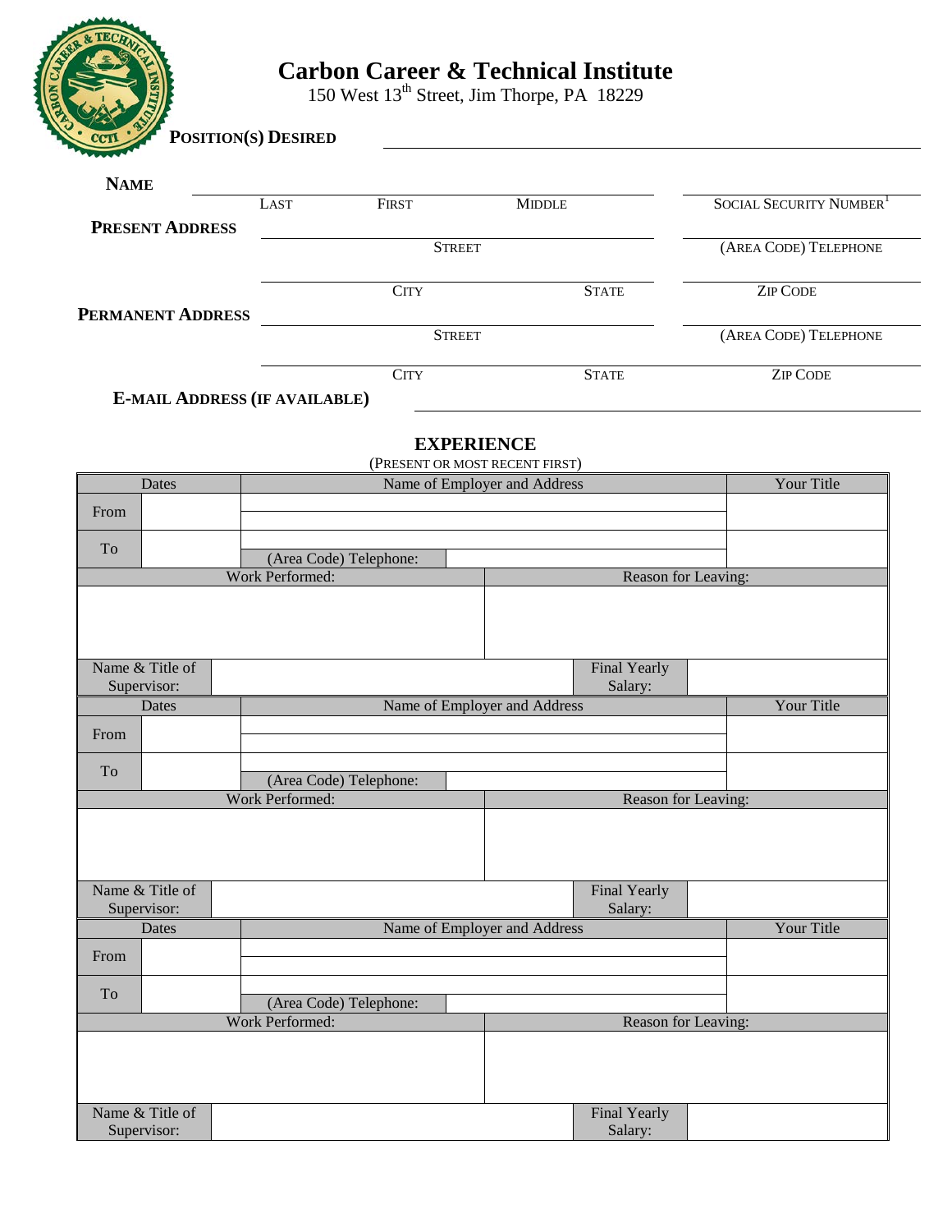# Carbon Career & Technical Institute

150 West 13th Street, Jim Thorpe, PA 18229

**POSITION(S) DESIRED** ______________________________

**NAME** ______________________________ ______________________________

LAST FIRST MIDDLE SOCIAL SECURITY NUMBER[1]

**PRESENT ADDRESS** ______________________________ ______________________________

STREET (AREA CODE) TELEPHONE

______________________________ ______________________________

CITY STATE ZIP CODE

**PERMANENT ADDRESS** ______________________________ ______________________________

STREET (AREA CODE) TELEPHONE

______________________________ ______________________________

CITY STATE ZIP CODE

**E-MAIL ADDRESS (IF AVAILABLE)** ______________________________

## EXPERIENCE

(PRESENT OR MOST RECENT FIRST)

| Dates | | Name of Employer and Address | | Your Title |
|---|---|---|---|---|
| From | | | | |
| To | | (Area Code) Telephone: | | |
| Work Performed: | | | Reason for Leaving: | |
| | | | | |
| Name & Title of Supervisor: | | | Final Yearly Salary: | |

| Dates | | Name of Employer and Address | | Your Title |
|---|---|---|---|---|
| From | | | | |
| To | | (Area Code) Telephone: | | |
| Work Performed: | | | Reason for Leaving: | |
| | | | | |
| Name & Title of Supervisor: | | | Final Yearly Salary: | |

| Dates | | Name of Employer and Address | | Your Title |
|---|---|---|---|---|
| From | | | | |
| To | | (Area Code) Telephone: | | |
| Work Performed: | | | Reason for Leaving: | |
| | | | | |
| Name & Title of Supervisor: | | | Final Yearly Salary: | |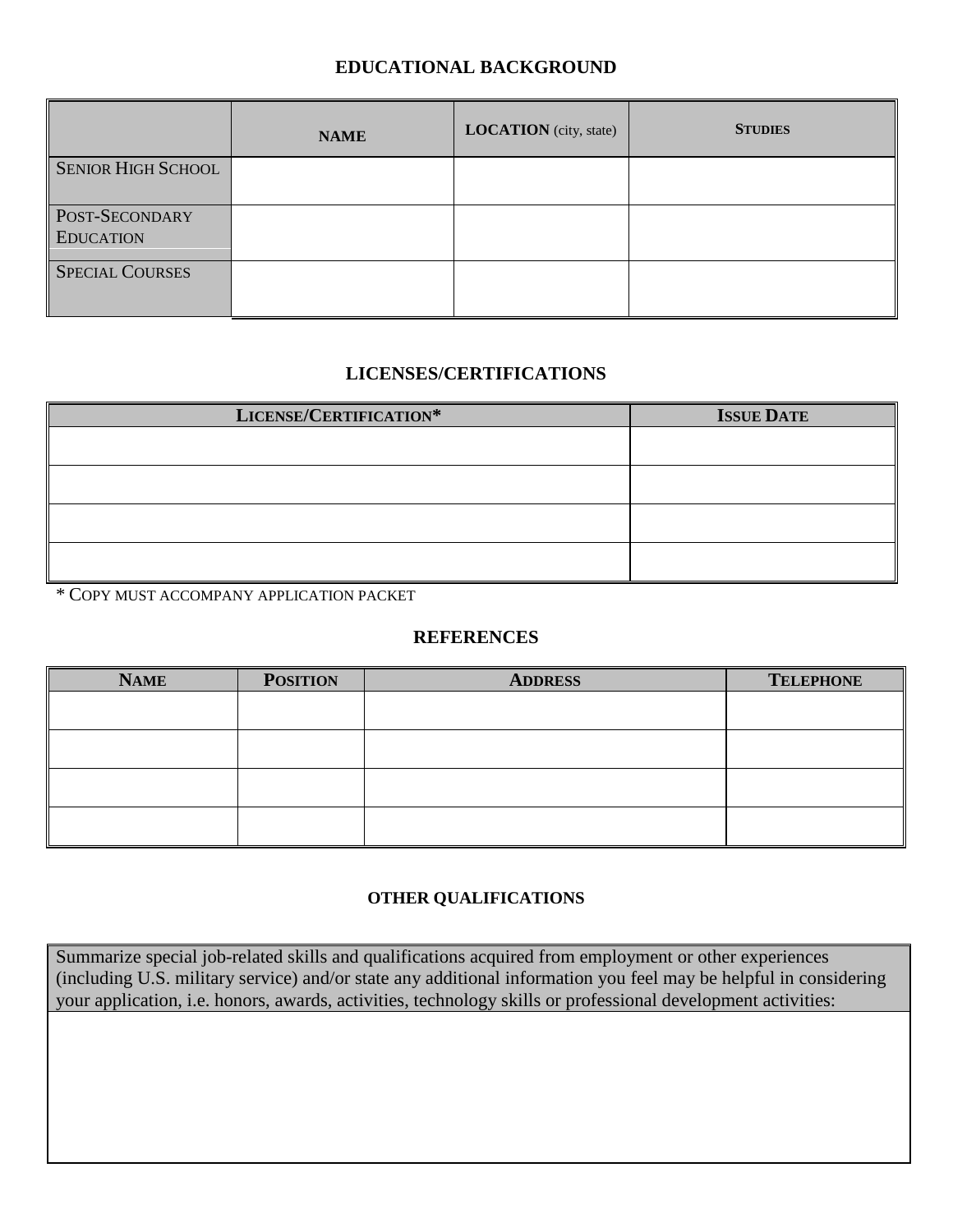## EDUCATIONAL BACKGROUND

| | NAME | LOCATION (city, state) | STUDIES |
|---|---|---|---|
| SENIOR HIGH SCHOOL | | | |
| POST-SECONDARY EDUCATION | | | |
| SPECIAL COURSES | | | |

## LICENSES/CERTIFICATIONS

| LICENSE/CERTIFICATION* | ISSUE DATE |
|---|---|
| | |
| | |
| | |
| | |

* COPY MUST ACCOMPANY APPLICATION PACKET

## REFERENCES

| NAME | POSITION | ADDRESS | TELEPHONE |
|---|---|---|---|
| | | | |
| | | | |
| | | | |
| | | | |

### OTHER QUALIFICATIONS

| Summarize special job-related skills and qualifications acquired from employment or other experiences (including U.S. military service) and/or state any additional information you feel may be helpful in considering your application, i.e. honors, awards, activities, technology skills or professional development activities: |
|---|
| |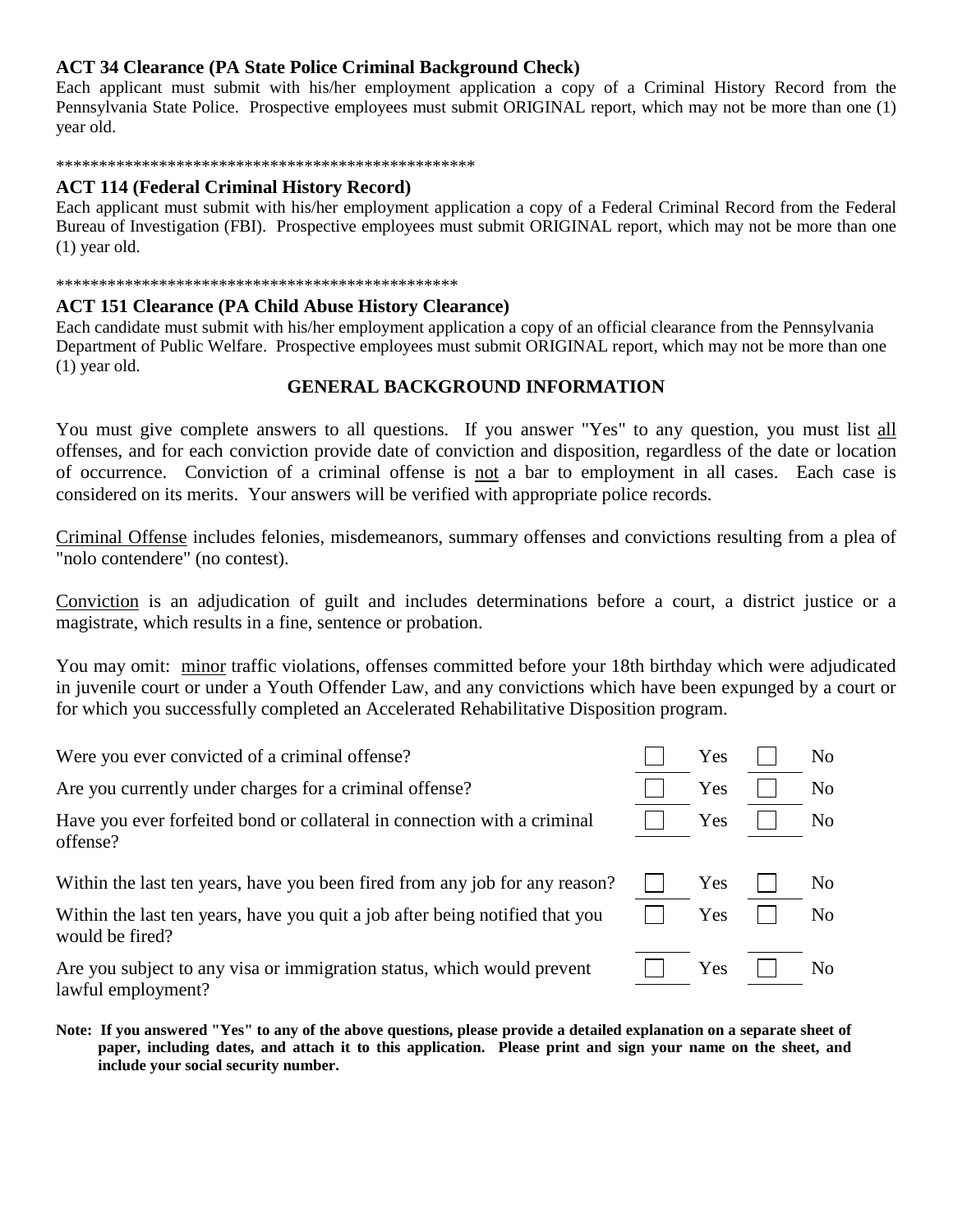### ACT 34 Clearance (PA State Police Criminal Background Check)

Each applicant must submit with his/her employment application a copy of a Criminal History Record from the Pennsylvania State Police. Prospective employees must submit ORIGINAL report, which may not be more than one (1) year old.

**************************************************

### ACT 114 (Federal Criminal History Record)

Each applicant must submit with his/her employment application a copy of a Federal Criminal Record from the Federal Bureau of Investigation (FBI). Prospective employees must submit ORIGINAL report, which may not be more than one (1) year old.

************************************************

### ACT 151 Clearance (PA Child Abuse History Clearance)

Each candidate must submit with his/her employment application a copy of an official clearance from the Pennsylvania Department of Public Welfare. Prospective employees must submit ORIGINAL report, which may not be more than one (1) year old.

## GENERAL BACKGROUND INFORMATION

You must give complete answers to all questions. If you answer "Yes" to any question, you must list all offenses, and for each conviction provide date of conviction and disposition, regardless of the date or location of occurrence. Conviction of a criminal offense is not a bar to employment in all cases. Each case is considered on its merits. Your answers will be verified with appropriate police records.

Criminal Offense includes felonies, misdemeanors, summary offenses and convictions resulting from a plea of "nolo contendere" (no contest).

Conviction is an adjudication of guilt and includes determinations before a court, a district justice or a magistrate, which results in a fine, sentence or probation.

You may omit: minor traffic violations, offenses committed before your 18th birthday which were adjudicated in juvenile court or under a Youth Offender Law, and any convictions which have been expunged by a court or for which you successfully completed an Accelerated Rehabilitative Disposition program.

| Question | Yes | No |
|---|---|---|
| Were you ever convicted of a criminal offense? | ☐ Yes | ☐ No |
| Are you currently under charges for a criminal offense? | ☐ Yes | ☐ No |
| Have you ever forfeited bond or collateral in connection with a criminal offense? | ☐ Yes | ☐ No |
| Within the last ten years, have you been fired from any job for any reason? | ☐ Yes | ☐ No |
| Within the last ten years, have you quit a job after being notified that you would be fired? | ☐ Yes | ☐ No |
| Are you subject to any visa or immigration status, which would prevent lawful employment? | ☐ Yes | ☐ No |

**Note: If you answered "Yes" to any of the above questions, please provide a detailed explanation on a separate sheet of paper, including dates, and attach it to this application. Please print and sign your name on the sheet, and include your social security number.**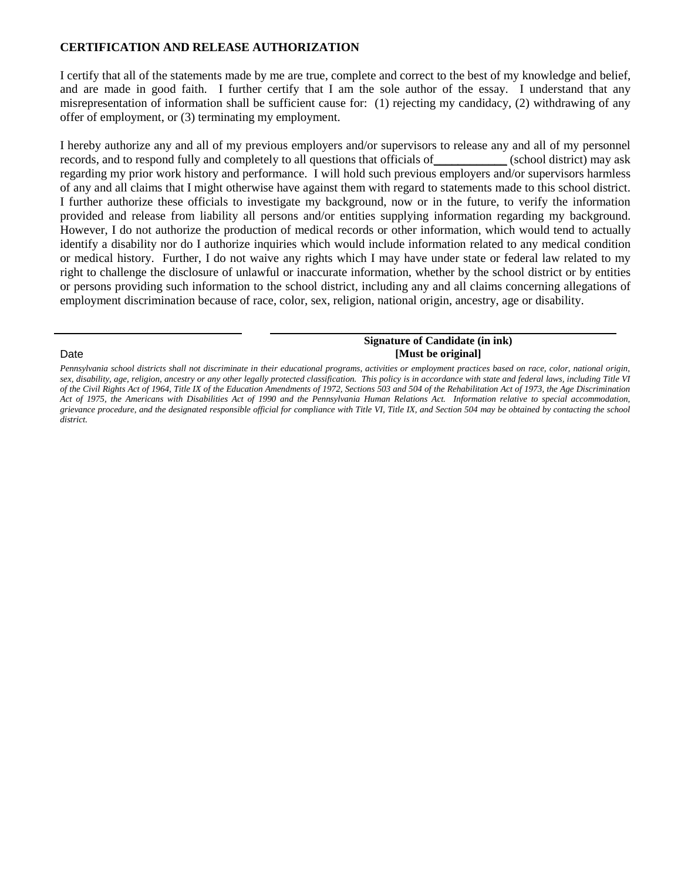**CERTIFICATION AND RELEASE AUTHORIZATION**

I certify that all of the statements made by me are true, complete and correct to the best of my knowledge and belief, and are made in good faith. I further certify that I am the sole author of the essay. I understand that any misrepresentation of information shall be sufficient cause for: (1) rejecting my candidacy, (2) withdrawing of any offer of employment, or (3) terminating my employment.

I hereby authorize any and all of my previous employers and/or supervisors to release any and all of my personnel records, and to respond fully and completely to all questions that officials of____________ (school district) may ask regarding my prior work history and performance. I will hold such previous employers and/or supervisors harmless of any and all claims that I might otherwise have against them with regard to statements made to this school district. I further authorize these officials to investigate my background, now or in the future, to verify the information provided and release from liability all persons and/or entities supplying information regarding my background. However, I do not authorize the production of medical records or other information, which would tend to actually identify a disability nor do I authorize inquiries which would include information related to any medical condition or medical history. Further, I do not waive any rights which I may have under state or federal law related to my right to challenge the disclosure of unlawful or inaccurate information, whether by the school district or by entities or persons providing such information to the school district, including any and all claims concerning allegations of employment discrimination because of race, color, sex, religion, national origin, ancestry, age or disability.

______________________________ ______________________________________________

Date

**Signature of Candidate (in ink)**
**[Must be original]**

*Pennsylvania school districts shall not discriminate in their educational programs, activities or employment practices based on race, color, national origin, sex, disability, age, religion, ancestry or any other legally protected classification. This policy is in accordance with state and federal laws, including Title VI of the Civil Rights Act of 1964, Title IX of the Education Amendments of 1972, Sections 503 and 504 of the Rehabilitation Act of 1973, the Age Discrimination Act of 1975, the Americans with Disabilities Act of 1990 and the Pennsylvania Human Relations Act. Information relative to special accommodation, grievance procedure, and the designated responsible official for compliance with Title VI, Title IX, and Section 504 may be obtained by contacting the school district.*